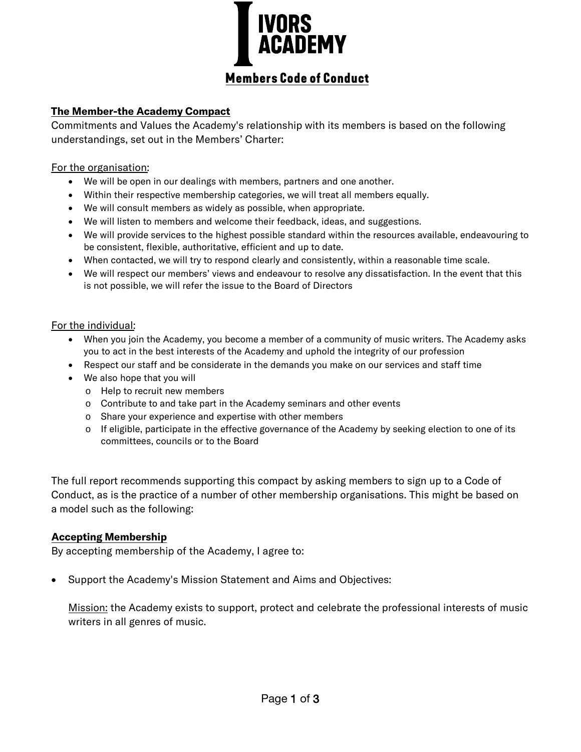# IVORS ACADEMY

## Members Code of Conduct

### The Member-the Academy Compact

Commitments and Values the Academy's relationship with its members is based on the following understandings, set out in the Members' Charter:

For the organisation:

- We will be open in our dealings with members, partners and one another.
- Within their respective membership categories, we will treat all members equally.
- We will consult members as widely as possible, when appropriate.
- We will listen to members and welcome their feedback, ideas, and suggestions.
- We will provide services to the highest possible standard within the resources available, endeavouring to be consistent, flexible, authoritative, efficient and up to date.
- When contacted, we will try to respond clearly and consistently, within a reasonable time scale.
- We will respect our members' views and endeavour to resolve any dissatisfaction. In the event that this is not possible, we will refer the issue to the Board of Directors

For the individual:

- When you join the Academy, you become a member of a community of music writers. The Academy asks you to act in the best interests of the Academy and uphold the integrity of our profession
- Respect our staff and be considerate in the demands you make on our services and staff time
- We also hope that you will
  - Help to recruit new members
  - Contribute to and take part in the Academy seminars and other events
  - Share your experience and expertise with other members
  - If eligible, participate in the effective governance of the Academy by seeking election to one of its committees, councils or to the Board

The full report recommends supporting this compact by asking members to sign up to a Code of Conduct, as is the practice of a number of other membership organisations. This might be based on a model such as the following:

### Accepting Membership

By accepting membership of the Academy, I agree to:

- Support the Academy's Mission Statement and Aims and Objectives:

  Mission: the Academy exists to support, protect and celebrate the professional interests of music writers in all genres of music.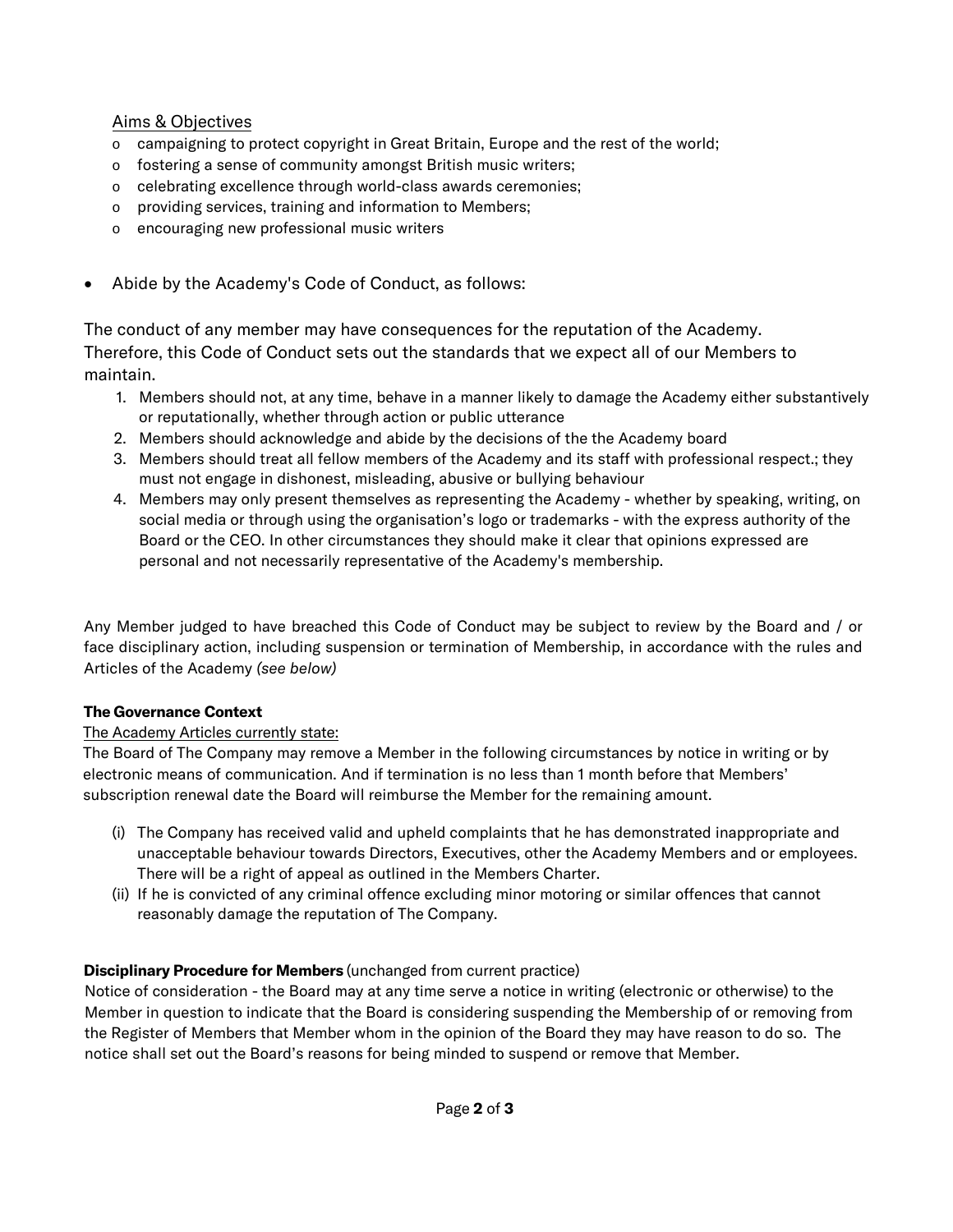<u>Aims & Objectives</u>

- campaigning to protect copyright in Great Britain, Europe and the rest of the world;
- fostering a sense of community amongst British music writers;
- celebrating excellence through world-class awards ceremonies;
- providing services, training and information to Members;
- encouraging new professional music writers

- Abide by the Academy's Code of Conduct, as follows:

The conduct of any member may have consequences for the reputation of the Academy. Therefore, this Code of Conduct sets out the standards that we expect all of our Members to maintain.

1. Members should not, at any time, behave in a manner likely to damage the Academy either substantively or reputationally, whether through action or public utterance
2. Members should acknowledge and abide by the decisions of the the Academy board
3. Members should treat all fellow members of the Academy and its staff with professional respect.; they must not engage in dishonest, misleading, abusive or bullying behaviour
4. Members may only present themselves as representing the Academy - whether by speaking, writing, on social media or through using the organisation's logo or trademarks - with the express authority of the Board or the CEO. In other circumstances they should make it clear that opinions expressed are personal and not necessarily representative of the Academy's membership.

Any Member judged to have breached this Code of Conduct may be subject to review by the Board and / or face disciplinary action, including suspension or termination of Membership, in accordance with the rules and Articles of the Academy *(see below)*

**The Governance Context**

<u>The Academy Articles currently state:</u>

The Board of The Company may remove a Member in the following circumstances by notice in writing or by electronic means of communication. And if termination is no less than 1 month before that Members' subscription renewal date the Board will reimburse the Member for the remaining amount.

(i) The Company has received valid and upheld complaints that he has demonstrated inappropriate and unacceptable behaviour towards Directors, Executives, other the Academy Members and or employees. There will be a right of appeal as outlined in the Members Charter.

(ii) If he is convicted of any criminal offence excluding minor motoring or similar offences that cannot reasonably damage the reputation of The Company.

**Disciplinary Procedure for Members** (unchanged from current practice)

Notice of consideration - the Board may at any time serve a notice in writing (electronic or otherwise) to the Member in question to indicate that the Board is considering suspending the Membership of or removing from the Register of Members that Member whom in the opinion of the Board they may have reason to do so. The notice shall set out the Board's reasons for being minded to suspend or remove that Member.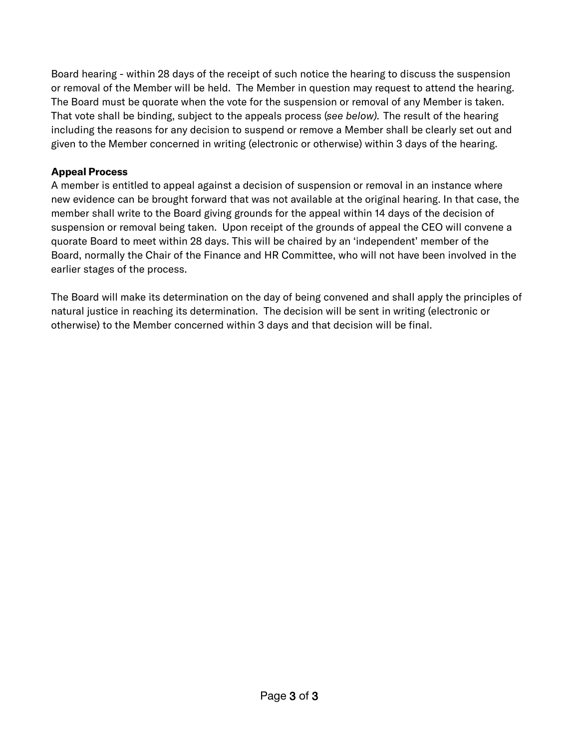Board hearing - within 28 days of the receipt of such notice the hearing to discuss the suspension or removal of the Member will be held. The Member in question may request to attend the hearing. The Board must be quorate when the vote for the suspension or removal of any Member is taken. That vote shall be binding, subject to the appeals process (*see below).* The result of the hearing including the reasons for any decision to suspend or remove a Member shall be clearly set out and given to the Member concerned in writing (electronic or otherwise) within 3 days of the hearing.

**Appeal Process**

A member is entitled to appeal against a decision of suspension or removal in an instance where new evidence can be brought forward that was not available at the original hearing. In that case, the member shall write to the Board giving grounds for the appeal within 14 days of the decision of suspension or removal being taken. Upon receipt of the grounds of appeal the CEO will convene a quorate Board to meet within 28 days. This will be chaired by an 'independent' member of the Board, normally the Chair of the Finance and HR Committee, who will not have been involved in the earlier stages of the process.

The Board will make its determination on the day of being convened and shall apply the principles of natural justice in reaching its determination. The decision will be sent in writing (electronic or otherwise) to the Member concerned within 3 days and that decision will be final.